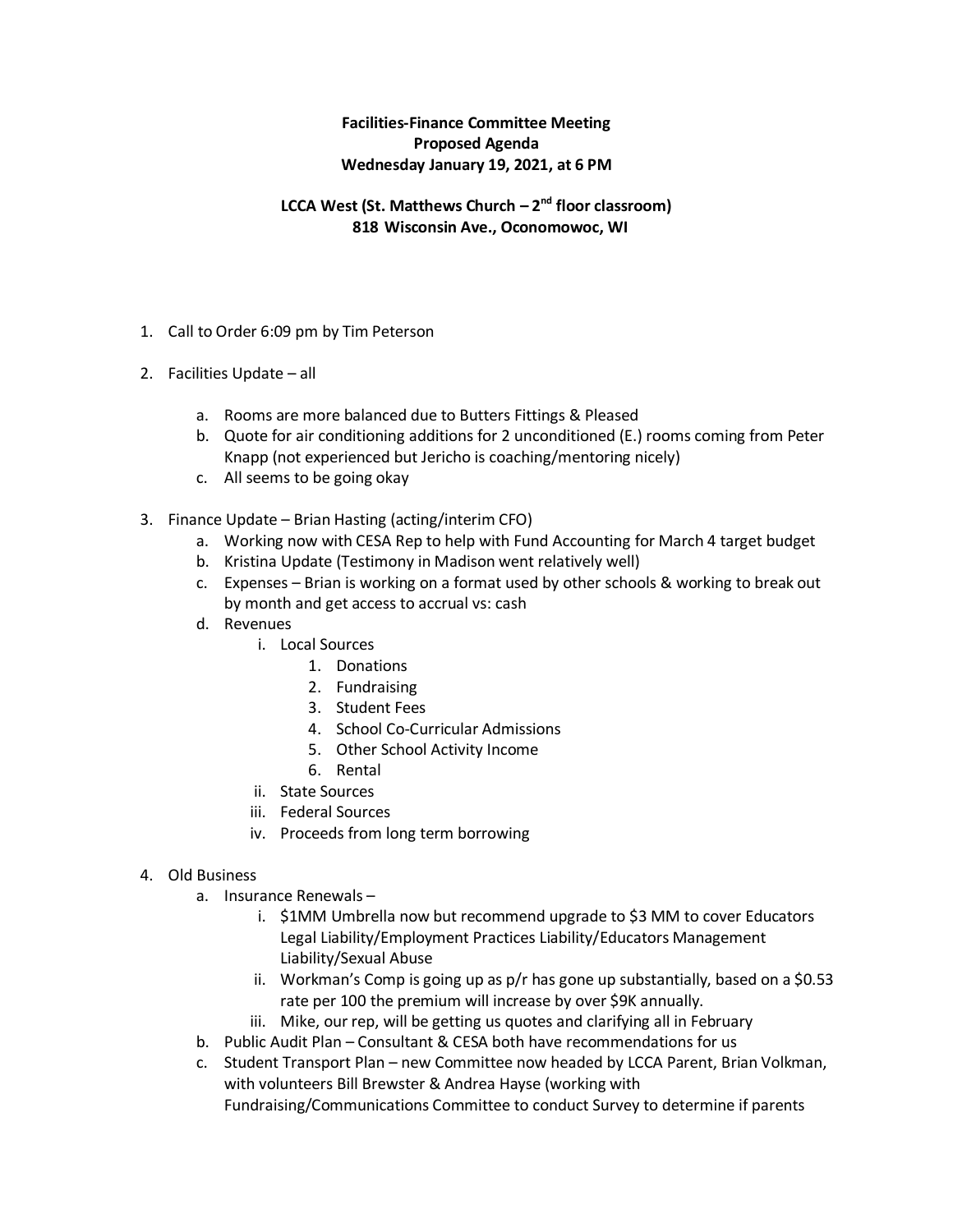**Facilities-Finance Committee Meeting**
**Proposed Agenda**
**Wednesday January 19, 2021, at 6 PM**

**LCCA West (St. Matthews Church – 2nd floor classroom)**
**818 Wisconsin Ave., Oconomowoc, WI**

1. Call to Order 6:09 pm by Tim Peterson

2. Facilities Update – all

   a. Rooms are more balanced due to Butters Fittings & Pleased
   b. Quote for air conditioning additions for 2 unconditioned (E.) rooms coming from Peter Knapp (not experienced but Jericho is coaching/mentoring nicely)
   c. All seems to be going okay

3. Finance Update – Brian Hasting (acting/interim CFO)
   a. Working now with CESA Rep to help with Fund Accounting for March 4 target budget
   b. Kristina Update (Testimony in Madison went relatively well)
   c. Expenses – Brian is working on a format used by other schools & working to break out by month and get access to accrual vs: cash
   d. Revenues
      i. Local Sources
         1. Donations
         2. Fundraising
         3. Student Fees
         4. School Co-Curricular Admissions
         5. Other School Activity Income
         6. Rental
      ii. State Sources
      iii. Federal Sources
      iv. Proceeds from long term borrowing

4. Old Business
   a. Insurance Renewals –
      i. $1MM Umbrella now but recommend upgrade to $3 MM to cover Educators Legal Liability/Employment Practices Liability/Educators Management Liability/Sexual Abuse
      ii. Workman's Comp is going up as p/r has gone up substantially, based on a $0.53 rate per 100 the premium will increase by over $9K annually.
      iii. Mike, our rep, will be getting us quotes and clarifying all in February
   b. Public Audit Plan – Consultant & CESA both have recommendations for us
   c. Student Transport Plan – new Committee now headed by LCCA Parent, Brian Volkman, with volunteers Bill Brewster & Andrea Hayse (working with Fundraising/Communications Committee to conduct Survey to determine if parents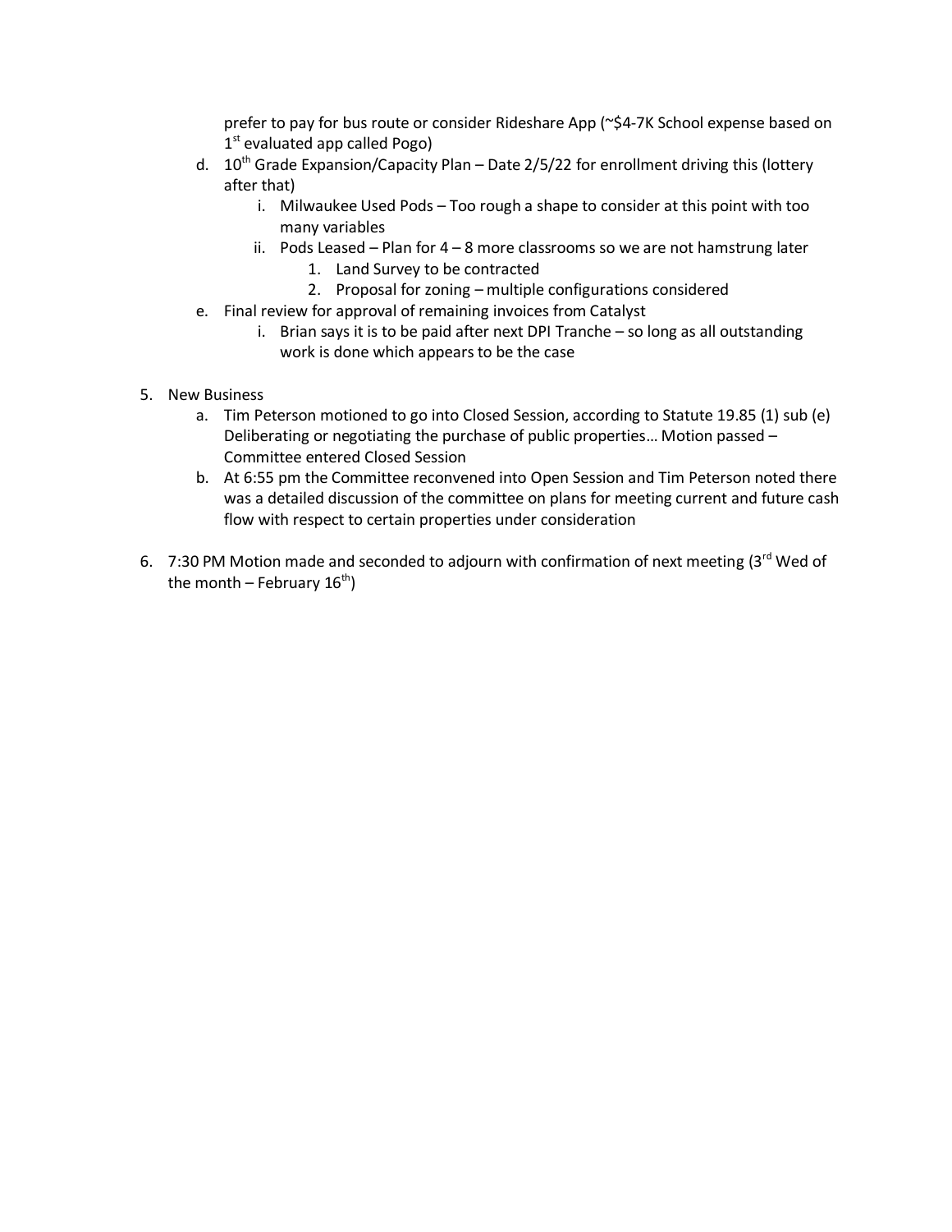prefer to pay for bus route or consider Rideshare App (~$4-7K School expense based on 1st evaluated app called Pogo)

d. 10th Grade Expansion/Capacity Plan – Date 2/5/22 for enrollment driving this (lottery after that)
    i. Milwaukee Used Pods – Too rough a shape to consider at this point with too many variables
    ii. Pods Leased – Plan for 4 – 8 more classrooms so we are not hamstrung later
        1. Land Survey to be contracted
        2. Proposal for zoning – multiple configurations considered

e. Final review for approval of remaining invoices from Catalyst
    i. Brian says it is to be paid after next DPI Tranche – so long as all outstanding work is done which appears to be the case

5. New Business
    a. Tim Peterson motioned to go into Closed Session, according to Statute 19.85 (1) sub (e) Deliberating or negotiating the purchase of public properties… Motion passed – Committee entered Closed Session
    b. At 6:55 pm the Committee reconvened into Open Session and Tim Peterson noted there was a detailed discussion of the committee on plans for meeting current and future cash flow with respect to certain properties under consideration

6. 7:30 PM Motion made and seconded to adjourn with confirmation of next meeting (3rd Wed of the month – February 16th)